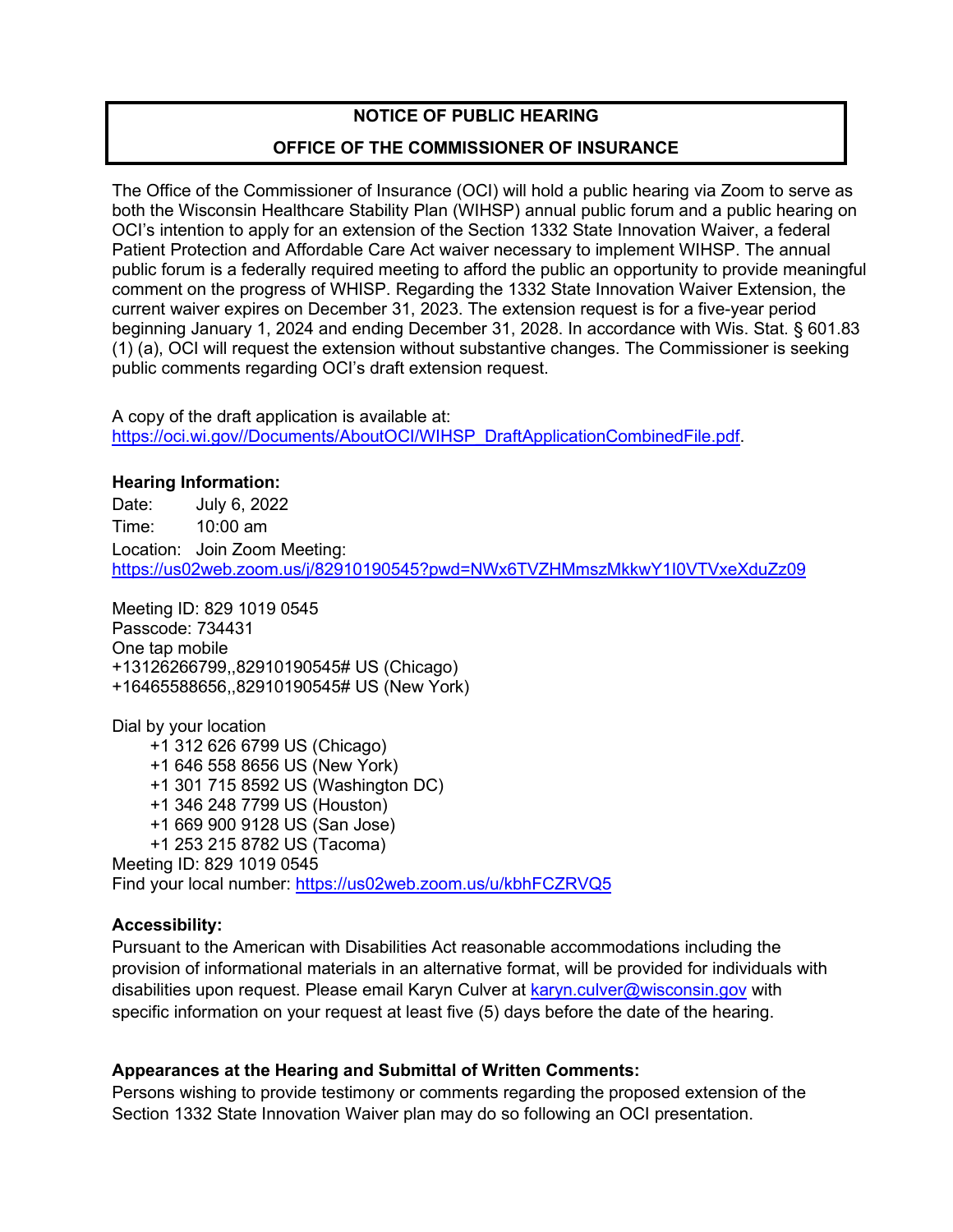# NOTICE OF PUBLIC HEARING

# OFFICE OF THE COMMISSIONER OF INSURANCE

The Office of the Commissioner of Insurance (OCI) will hold a public hearing via Zoom to serve as both the Wisconsin Healthcare Stability Plan (WIHSP) annual public forum and a public hearing on OCI's intention to apply for an extension of the Section 1332 State Innovation Waiver, a federal Patient Protection and Affordable Care Act waiver necessary to implement WIHSP. The annual public forum is a federally required meeting to afford the public an opportunity to provide meaningful comment on the progress of WHISP. Regarding the 1332 State Innovation Waiver Extension, the current waiver expires on December 31, 2023. The extension request is for a five-year period beginning January 1, 2024 and ending December 31, 2028. In accordance with Wis. Stat. § 601.83 (1) (a), OCI will request the extension without substantive changes. The Commissioner is seeking public comments regarding OCI's draft extension request.

A copy of the draft application is available at:
https://oci.wi.gov//Documents/AboutOCI/WIHSP_DraftApplicationCombinedFile.pdf.

**Hearing Information:**

Date: July 6, 2022

Time: 10:00 am

Location: Join Zoom Meeting:
https://us02web.zoom.us/j/82910190545?pwd=NWx6TVZHMmszMkkwY1I0VTVxeXduZz09

Meeting ID: 829 1019 0545
Passcode: 734431
One tap mobile
+13126266799,,82910190545# US (Chicago)
+16465588656,,82910190545# US (New York)

Dial by your location
+1 312 626 6799 US (Chicago)
+1 646 558 8656 US (New York)
+1 301 715 8592 US (Washington DC)
+1 346 248 7799 US (Houston)
+1 669 900 9128 US (San Jose)
+1 253 215 8782 US (Tacoma)
Meeting ID: 829 1019 0545
Find your local number: https://us02web.zoom.us/u/kbhFCZRVQ5

**Accessibility:**

Pursuant to the American with Disabilities Act reasonable accommodations including the provision of informational materials in an alternative format, will be provided for individuals with disabilities upon request. Please email Karyn Culver at karyn.culver@wisconsin.gov with specific information on your request at least five (5) days before the date of the hearing.

**Appearances at the Hearing and Submittal of Written Comments:**

Persons wishing to provide testimony or comments regarding the proposed extension of the Section 1332 State Innovation Waiver plan may do so following an OCI presentation.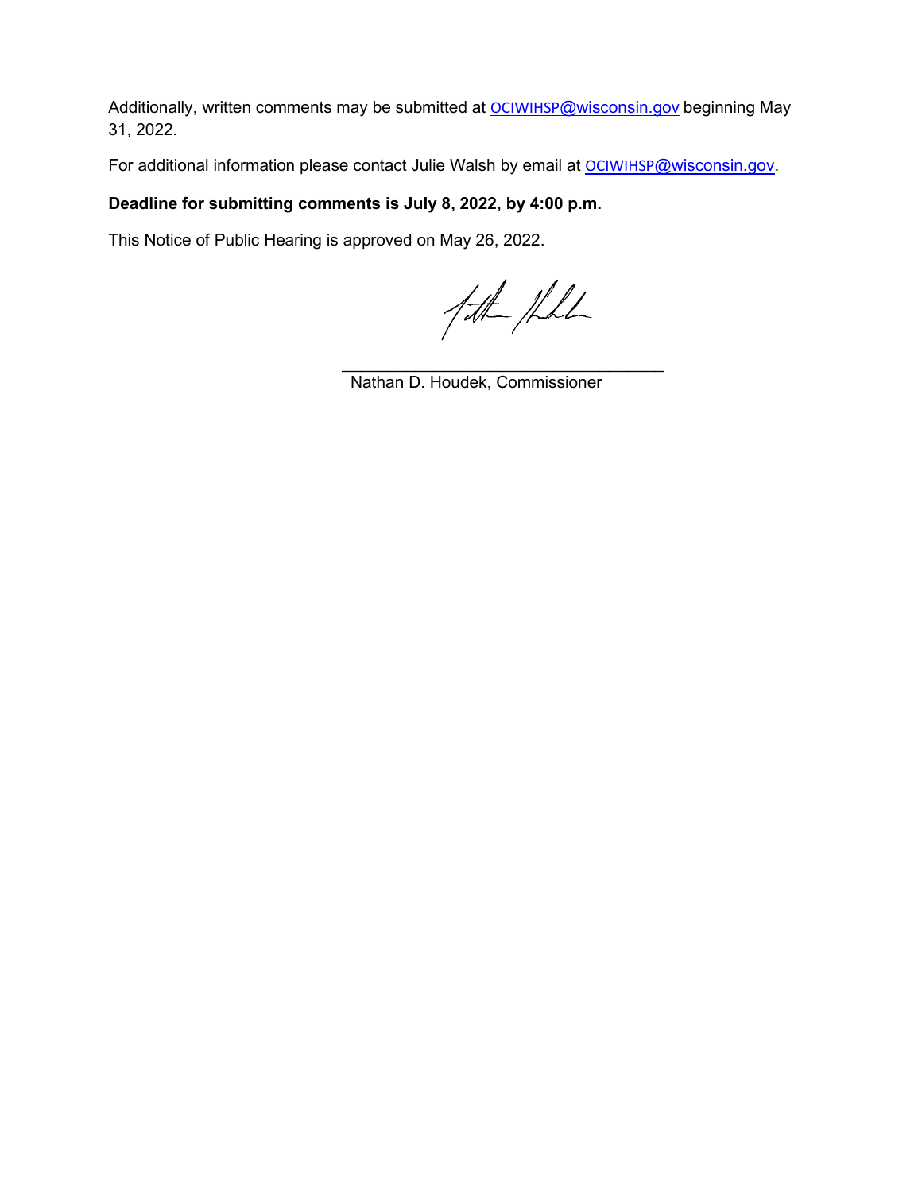Additionally, written comments may be submitted at OCIWIHSP@wisconsin.gov beginning May 31, 2022.

For additional information please contact Julie Walsh by email at OCIWIHSP@wisconsin.gov.

**Deadline for submitting comments is July 8, 2022, by 4:00 p.m.**

This Notice of Public Hearing is approved on May 26, 2022.

\_\_\_\_\_\_\_\_\_\_\_\_\_\_\_\_\_\_\_\_\_\_\_\_\_\_\_\_\_\_\_\_\_\_\_\_

Nathan D. Houdek, Commissioner